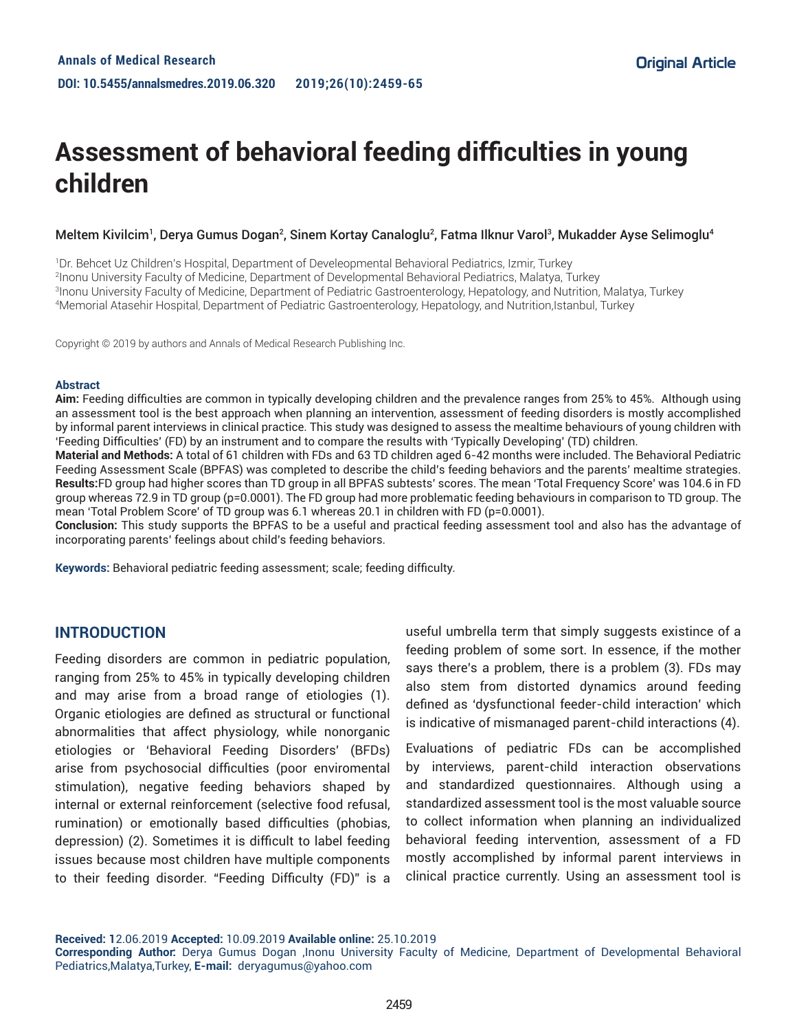Annals of Medical Research

DOI: 10.5455/annalsmedres.2019.06.320

Original Article

# Assessment of behavioral feeding difficulties in young children

Meltem Kivilcim[1], Derya Gumus Dogan[2], Sinem Kortay Canaloglu[2], Fatma Ilknur Varol[3], Mukadder Ayse Selimoglu[4]

[1]Dr. Behcet Uz Children's Hospital, Department of Develeopmental Behavioral Pediatrics, Izmir, Turkey
[2]Inonu University Faculty of Medicine, Department of Developmental Behavioral Pediatrics, Malatya, Turkey
[3]Inonu University Faculty of Medicine, Department of Pediatric Gastroenterology, Hepatology, and Nutrition, Malatya, Turkey
[4]Memorial Atasehir Hospital, Department of Pediatric Gastroenterology, Hepatology, and Nutrition,Istanbul, Turkey

Copyright © 2019 by authors and Annals of Medical Research Publishing Inc.

### Abstract

**Aim:** Feeding difficulties are common in typically developing children and the prevalence ranges from 25% to 45%. Although using an assessment tool is the best approach when planning an intervention, assessment of feeding disorders is mostly accomplished by informal parent interviews in clinical practice. This study was designed to assess the mealtime behaviours of young children with 'Feeding Difficulties' (FD) by an instrument and to compare the results with 'Typically Developing' (TD) children.

**Material and Methods:** A total of 61 children with FDs and 63 TD children aged 6-42 months were included. The Behavioral Pediatric Feeding Assessment Scale (BPFAS) was completed to describe the child's feeding behaviors and the parents' mealtime strategies.

**Results:** FD group had higher scores than TD group in all BPFAS subtests' scores. The mean 'Total Frequency Score' was 104.6 in FD group whereas 72.9 in TD group (p=0.0001). The FD group had more problematic feeding behaviours in comparison to TD group. The mean 'Total Problem Score' of TD group was 6.1 whereas 20.1 in children with FD (p=0.0001).

**Conclusion:** This study supports the BPFAS to be a useful and practical feeding assessment tool and also has the advantage of incorporating parents' feelings about child's feeding behaviors.

**Keywords:** Behavioral pediatric feeding assessment; scale; feeding difficulty.

## INTRODUCTION

Feeding disorders are common in pediatric population, ranging from 25% to 45% in typically developing children and may arise from a broad range of etiologies (1). Organic etiologies are defined as structural or functional abnormalities that affect physiology, while nonorganic etiologies or 'Behavioral Feeding Disorders' (BFDs) arise from psychosocial difficulties (poor enviromental stimulation), negative feeding behaviors shaped by internal or external reinforcement (selective food refusal, rumination) or emotionally based difficulties (phobias, depression) (2). Sometimes it is difficult to label feeding issues because most children have multiple components to their feeding disorder. "Feeding Difficulty (FD)" is a useful umbrella term that simply suggests existince of a feeding problem of some sort. In essence, if the mother says there's a problem, there is a problem (3). FDs may also stem from distorted dynamics around feeding defined as 'dysfunctional feeder-child interaction' which is indicative of mismanaged parent-child interactions (4).

Evaluations of pediatric FDs can be accomplished by interviews, parent-child interaction observations and standardized questionnaires. Although using a standardized assessment tool is the most valuable source to collect information when planning an individualized behavioral feeding intervention, assessment of a FD mostly accomplished by informal parent interviews in clinical practice currently. Using an assessment tool is

**Received:** 12.06.2019 **Accepted:** 10.09.2019 **Available online:** 25.10.2019
**Corresponding Author:** Derya Gumus Dogan ,Inonu University Faculty of Medicine, Department of Developmental Behavioral Pediatrics,Malatya,Turkey, **E-mail:** deryagumus@yahoo.com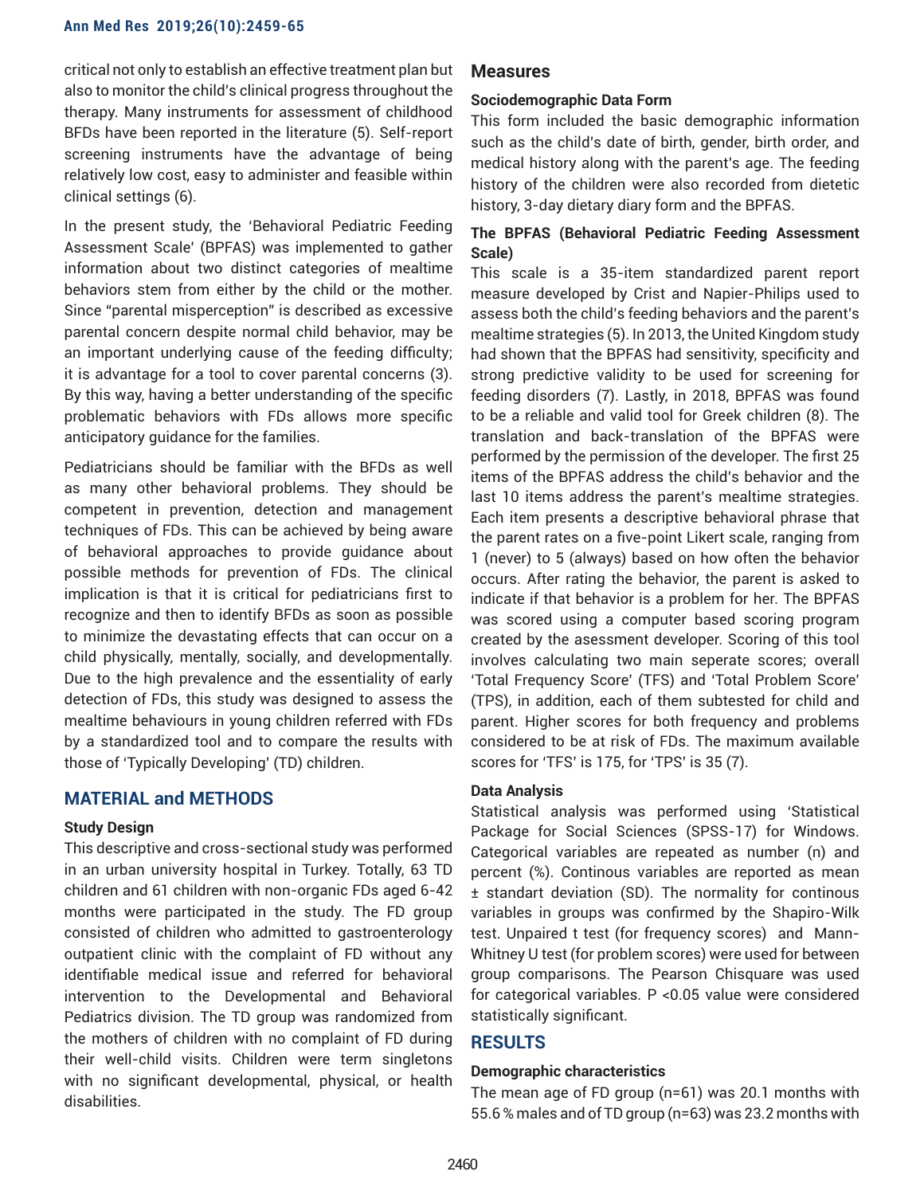critical not only to establish an effective treatment plan but also to monitor the child's clinical progress throughout the therapy. Many instruments for assessment of childhood BFDs have been reported in the literature (5). Self-report screening instruments have the advantage of being relatively low cost, easy to administer and feasible within clinical settings (6).

In the present study, the 'Behavioral Pediatric Feeding Assessment Scale' (BPFAS) was implemented to gather information about two distinct categories of mealtime behaviors stem from either by the child or the mother. Since "parental misperception" is described as excessive parental concern despite normal child behavior, may be an important underlying cause of the feeding difficulty; it is advantage for a tool to cover parental concerns (3). By this way, having a better understanding of the specific problematic behaviors with FDs allows more specific anticipatory guidance for the families.

Pediatricians should be familiar with the BFDs as well as many other behavioral problems. They should be competent in prevention, detection and management techniques of FDs. This can be achieved by being aware of behavioral approaches to provide guidance about possible methods for prevention of FDs. The clinical implication is that it is critical for pediatricians first to recognize and then to identify BFDs as soon as possible to minimize the devastating effects that can occur on a child physically, mentally, socially, and developmentally. Due to the high prevalence and the essentiality of early detection of FDs, this study was designed to assess the mealtime behaviours in young children referred with FDs by a standardized tool and to compare the results with those of 'Typically Developing' (TD) children.

## MATERIAL and METHODS

### Study Design

This descriptive and cross-sectional study was performed in an urban university hospital in Turkey. Totally, 63 TD children and 61 children with non-organic FDs aged 6-42 months were participated in the study. The FD group consisted of children who admitted to gastroenterology outpatient clinic with the complaint of FD without any identifiable medical issue and referred for behavioral intervention to the Developmental and Behavioral Pediatrics division. The TD group was randomized from the mothers of children with no complaint of FD during their well-child visits. Children were term singletons with no significant developmental, physical, or health disabilities.

### Measures

#### Sociodemographic Data Form

This form included the basic demographic information such as the child's date of birth, gender, birth order, and medical history along with the parent's age. The feeding history of the children were also recorded from dietetic history, 3-day dietary diary form and the BPFAS.

#### The BPFAS (Behavioral Pediatric Feeding Assessment Scale)

This scale is a 35-item standardized parent report measure developed by Crist and Napier-Philips used to assess both the child's feeding behaviors and the parent's mealtime strategies (5). In 2013, the United Kingdom study had shown that the BPFAS had sensitivity, specificity and strong predictive validity to be used for screening for feeding disorders (7). Lastly, in 2018, BPFAS was found to be a reliable and valid tool for Greek children (8). The translation and back-translation of the BPFAS were performed by the permission of the developer. The first 25 items of the BPFAS address the child's behavior and the last 10 items address the parent's mealtime strategies. Each item presents a descriptive behavioral phrase that the parent rates on a five-point Likert scale, ranging from 1 (never) to 5 (always) based on how often the behavior occurs. After rating the behavior, the parent is asked to indicate if that behavior is a problem for her. The BPFAS was scored using a computer based scoring program created by the asessment developer. Scoring of this tool involves calculating two main seperate scores; overall 'Total Frequency Score' (TFS) and 'Total Problem Score' (TPS), in addition, each of them subtested for child and parent. Higher scores for both frequency and problems considered to be at risk of FDs. The maximum available scores for 'TFS' is 175, for 'TPS' is 35 (7).

### Data Analysis

Statistical analysis was performed using 'Statistical Package for Social Sciences (SPSS-17) for Windows. Categorical variables are repeated as number (n) and percent (%). Continous variables are reported as mean ± standart deviation (SD). The normality for continous variables in groups was confirmed by the Shapiro-Wilk test. Unpaired t test (for frequency scores) and Mann-Whitney U test (for problem scores) were used for between group comparisons. The Pearson Chisquare was used for categorical variables. P <0.05 value were considered statistically significant.

## RESULTS

### Demographic characteristics

The mean age of FD group (n=61) was 20.1 months with 55.6 % males and of TD group (n=63) was 23.2 months with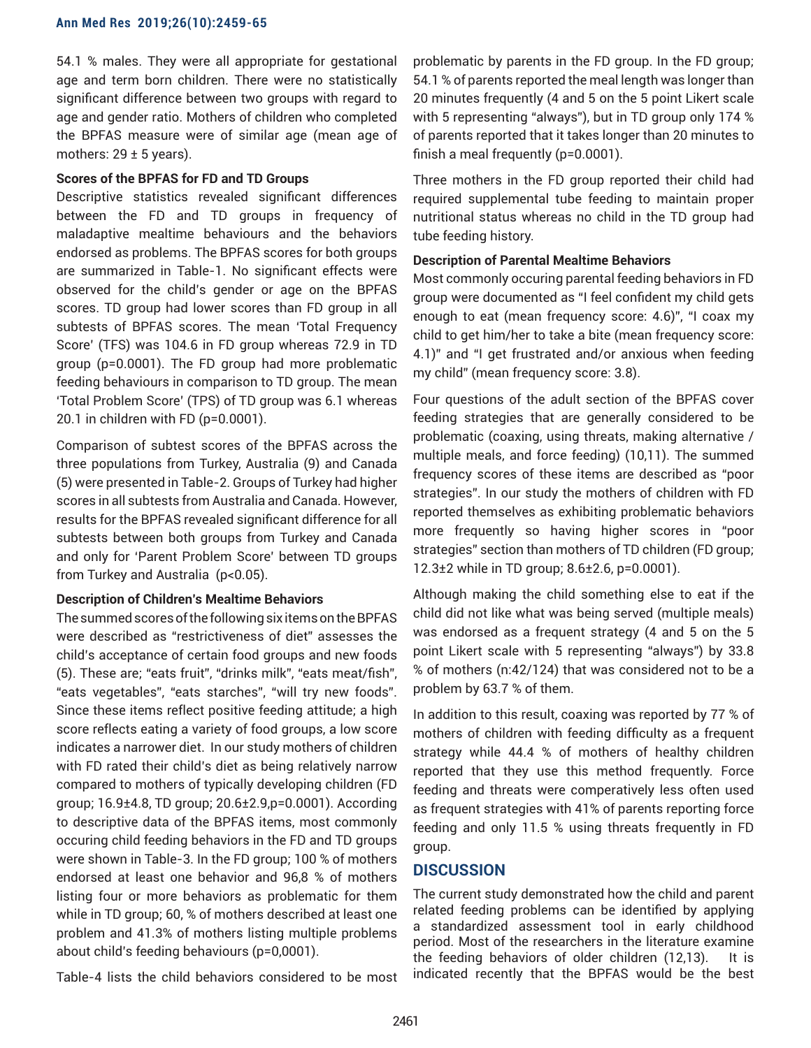54.1 % males. They were all appropriate for gestational age and term born children. There were no statistically significant difference between two groups with regard to age and gender ratio. Mothers of children who completed the BPFAS measure were of similar age (mean age of mothers: 29 ± 5 years).

**Scores of the BPFAS for FD and TD Groups**

Descriptive statistics revealed significant differences between the FD and TD groups in frequency of maladaptive mealtime behaviours and the behaviors endorsed as problems. The BPFAS scores for both groups are summarized in Table-1. No significant effects were observed for the child's gender or age on the BPFAS scores. TD group had lower scores than FD group in all subtests of BPFAS scores. The mean 'Total Frequency Score' (TFS) was 104.6 in FD group whereas 72.9 in TD group (p=0.0001). The FD group had more problematic feeding behaviours in comparison to TD group. The mean 'Total Problem Score' (TPS) of TD group was 6.1 whereas 20.1 in children with FD (p=0.0001).

Comparison of subtest scores of the BPFAS across the three populations from Turkey, Australia (9) and Canada (5) were presented in Table-2. Groups of Turkey had higher scores in all subtests from Australia and Canada. However, results for the BPFAS revealed significant difference for all subtests between both groups from Turkey and Canada and only for 'Parent Problem Score' between TD groups from Turkey and Australia (p<0.05).

**Description of Children's Mealtime Behaviors**

The summed scores of the following six items on the BPFAS were described as "restrictiveness of diet" assesses the child's acceptance of certain food groups and new foods (5). These are; "eats fruit", "drinks milk", "eats meat/fish", "eats vegetables", "eats starches", "will try new foods". Since these items reflect positive feeding attitude; a high score reflects eating a variety of food groups, a low score indicates a narrower diet. In our study mothers of children with FD rated their child's diet as being relatively narrow compared to mothers of typically developing children (FD group; 16.9±4.8, TD group; 20.6±2.9,p=0.0001). According to descriptive data of the BPFAS items, most commonly occuring child feeding behaviors in the FD and TD groups were shown in Table-3. In the FD group; 100 % of mothers endorsed at least one behavior and 96,8 % of mothers listing four or more behaviors as problematic for them while in TD group; 60, % of mothers described at least one problem and 41.3% of mothers listing multiple problems about child's feeding behaviours (p=0,0001).

Table-4 lists the child behaviors considered to be most problematic by parents in the FD group. In the FD group; 54.1 % of parents reported the meal length was longer than 20 minutes frequently (4 and 5 on the 5 point Likert scale with 5 representing "always"), but in TD group only 174 % of parents reported that it takes longer than 20 minutes to finish a meal frequently (p=0.0001).

Three mothers in the FD group reported their child had required supplemental tube feeding to maintain proper nutritional status whereas no child in the TD group had tube feeding history.

**Description of Parental Mealtime Behaviors**

Most commonly occuring parental feeding behaviors in FD group were documented as "I feel confident my child gets enough to eat (mean frequency score: 4.6)", "I coax my child to get him/her to take a bite (mean frequency score: 4.1)" and "I get frustrated and/or anxious when feeding my child" (mean frequency score: 3.8).

Four questions of the adult section of the BPFAS cover feeding strategies that are generally considered to be problematic (coaxing, using threats, making alternative / multiple meals, and force feeding) (10,11). The summed frequency scores of these items are described as "poor strategies". In our study the mothers of children with FD reported themselves as exhibiting problematic behaviors more frequently so having higher scores in "poor strategies" section than mothers of TD children (FD group; 12.3±2 while in TD group; 8.6±2.6, p=0.0001).

Although making the child something else to eat if the child did not like what was being served (multiple meals) was endorsed as a frequent strategy (4 and 5 on the 5 point Likert scale with 5 representing "always") by 33.8 % of mothers (n:42/124) that was considered not to be a problem by 63.7 % of them.

In addition to this result, coaxing was reported by 77 % of mothers of children with feeding difficulty as a frequent strategy while 44.4 % of mothers of healthy children reported that they use this method frequently. Force feeding and threats were comperatively less often used as frequent strategies with 41% of parents reporting force feeding and only 11.5 % using threats frequently in FD group.

## DISCUSSION

The current study demonstrated how the child and parent related feeding problems can be identified by applying a standardized assessment tool in early childhood period. Most of the researchers in the literature examine the feeding behaviors of older children (12,13). It is indicated recently that the BPFAS would be the best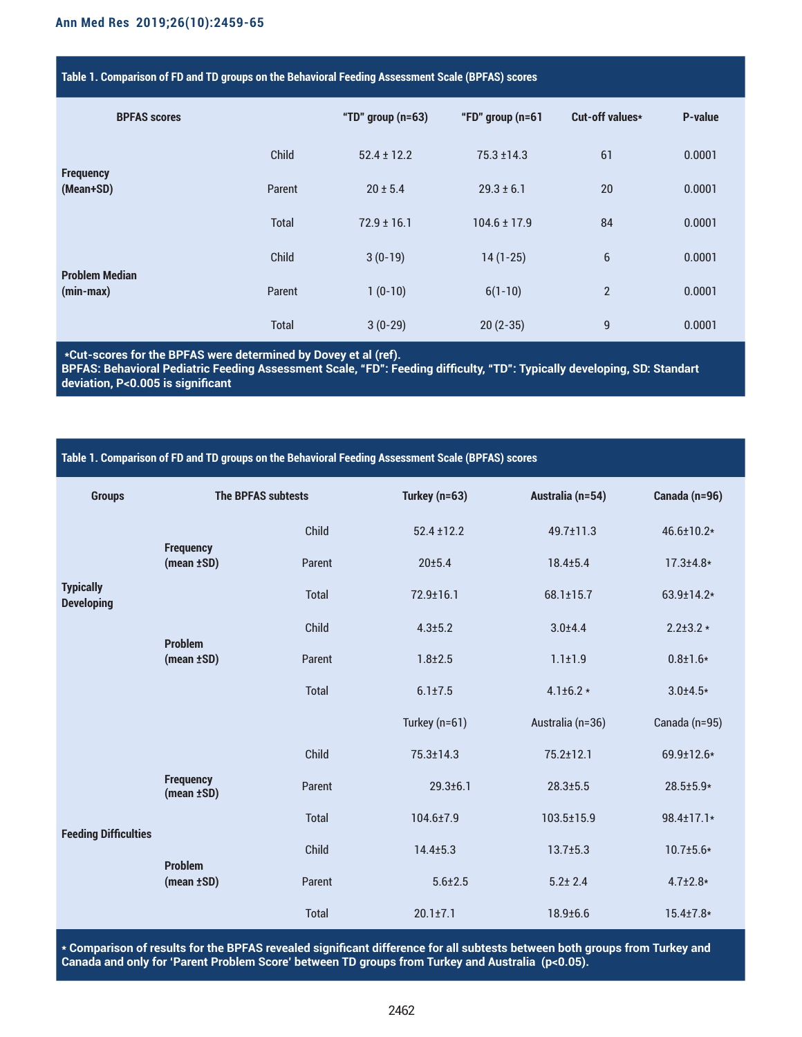**Table 1. Comparison of FD and TD groups on the Behavioral Feeding Assessment Scale (BPFAS) scores**

| BPFAS scores | | "TD" group (n=63) | "FD" group (n=61 | Cut-off values* | P-value |
|---|---|---|---|---|---|
| Frequency (Mean+SD) | Child | 52.4 ± 12.2 | 75.3 ±14.3 | 61 | 0.0001 |
| | Parent | 20 ± 5.4 | 29.3 ± 6.1 | 20 | 0.0001 |
| | Total | 72.9 ± 16.1 | 104.6 ± 17.9 | 84 | 0.0001 |
| Problem Median (min-max) | Child | 3 (0-19) | 14 (1-25) | 6 | 0.0001 |
| | Parent | 1 (0-10) | 6(1-10) | 2 | 0.0001 |
| | Total | 3 (0-29) | 20 (2-35) | 9 | 0.0001 |

*Cut-scores for the BPFAS were determined by Dovey et al (ref).
BPFAS: Behavioral Pediatric Feeding Assessment Scale, "FD": Feeding difficulty, "TD": Typically developing, SD: Standart deviation, P<0.005 is significant

**Table 1. Comparison of FD and TD groups on the Behavioral Feeding Assessment Scale (BPFAS) scores**

| Groups | The BPFAS subtests | | Turkey (n=63) | Australia (n=54) | Canada (n=96) |
|---|---|---|---|---|---|
| Typically Developing | Frequency (mean ±SD) | Child | 52.4 ±12.2 | 49.7±11.3 | 46.6±10.2* |
| | | Parent | 20±5.4 | 18.4±5.4 | 17.3±4.8* |
| | | Total | 72.9±16.1 | 68.1±15.7 | 63.9±14.2* |
| | Problem (mean ±SD) | Child | 4.3±5.2 | 3.0±4.4 | 2.2±3.2 * |
| | | Parent | 1.8±2.5 | 1.1±1.9 | 0.8±1.6* |
| | | Total | 6.1±7.5 | 4.1±6.2 * | 3.0±4.5* |
| | | | Turkey (n=61) | Australia (n=36) | Canada (n=95) |
| Feeding Difficulties | Frequency (mean ±SD) | Child | 75.3±14.3 | 75.2±12.1 | 69.9±12.6* |
| | | Parent | 29.3±6.1 | 28.3±5.5 | 28.5±5.9* |
| | | Total | 104.6±7.9 | 103.5±15.9 | 98.4±17.1* |
| | Problem (mean ±SD) | Child | 14.4±5.3 | 13.7±5.3 | 10.7±5.6* |
| | | Parent | 5.6±2.5 | 5.2± 2.4 | 4.7±2.8* |
| | | Total | 20.1±7.1 | 18.9±6.6 | 15.4±7.8* |

* Comparison of results for the BPFAS revealed significant difference for all subtests between both groups from Turkey and Canada and only for 'Parent Problem Score' between TD groups from Turkey and Australia (p<0.05).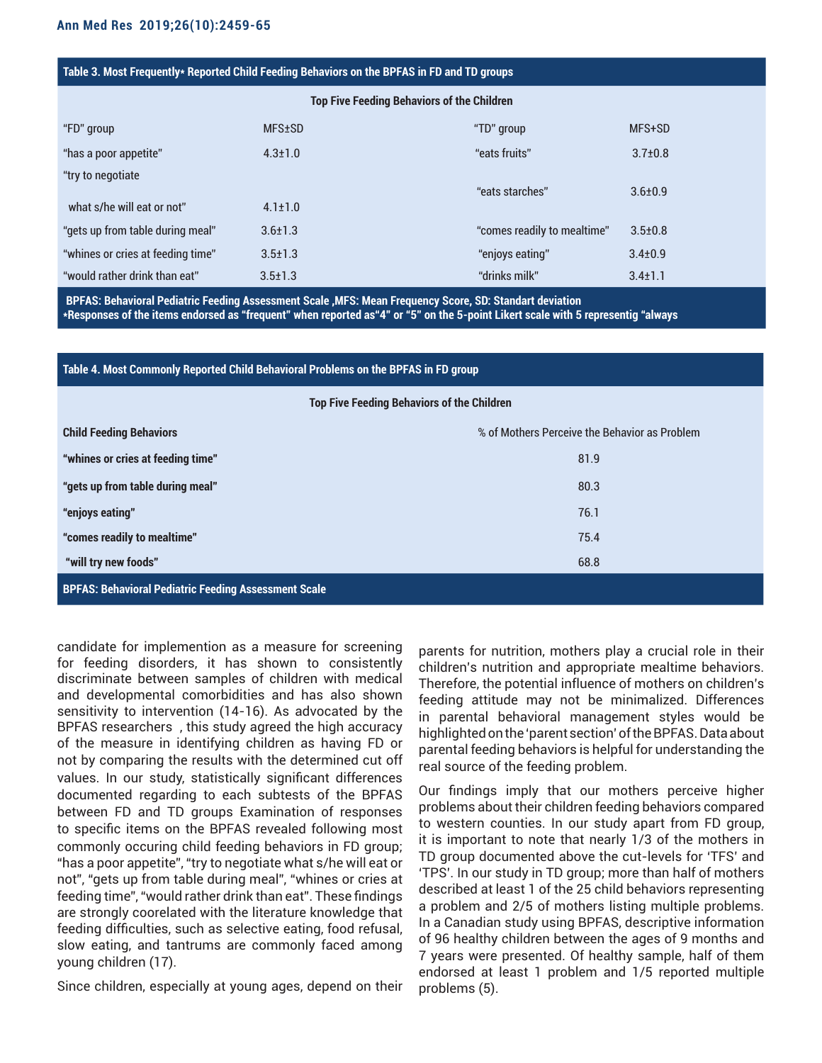**Table 3. Most Frequently* Reported Child Feeding Behaviors on the BPFAS in FD and TD groups**

| Top Five Feeding Behaviors of the Children | | | |
|---|---|---|---|
| "FD" group | MFS±SD | "TD" group | MFS+SD |
| "has a poor appetite" | 4.3±1.0 | "eats fruits" | 3.7±0.8 |
| "try to negotiate what s/he will eat or not" | 4.1±1.0 | "eats starches" | 3.6±0.9 |
| "gets up from table during meal" | 3.6±1.3 | "comes readily to mealtime" | 3.5±0.8 |
| "whines or cries at feeding time" | 3.5±1.3 | "enjoys eating" | 3.4±0.9 |
| "would rather drink than eat" | 3.5±1.3 | "drinks milk" | 3.4±1.1 |

BPFAS: Behavioral Pediatric Feeding Assessment Scale ,MFS: Mean Frequency Score, SD: Standart deviation
*Responses of the items endorsed as "frequent" when reported as"4" or "5" on the 5-point Likert scale with 5 representig "always

**Table 4. Most Commonly Reported Child Behavioral Problems on the BPFAS in FD group**

| Top Five Feeding Behaviors of the Children | |
|---|---|
| **Child Feeding Behaviors** | % of Mothers Perceive the Behavior as Problem |
| **"whines or cries at feeding time"** | 81.9 |
| **"gets up from table during meal"** | 80.3 |
| **"enjoys eating"** | 76.1 |
| **"comes readily to mealtime"** | 75.4 |
| **"will try new foods"** | 68.8 |

BPFAS: Behavioral Pediatric Feeding Assessment Scale

candidate for implemention as a measure for screening for feeding disorders, it has shown to consistently discriminate between samples of children with medical and developmental comorbidities and has also shown sensitivity to intervention (14-16). As advocated by the BPFAS researchers , this study agreed the high accuracy of the measure in identifying children as having FD or not by comparing the results with the determined cut off values. In our study, statistically significant differences documented regarding to each subtests of the BPFAS between FD and TD groups Examination of responses to specific items on the BPFAS revealed following most commonly occuring child feeding behaviors in FD group; "has a poor appetite", "try to negotiate what s/he will eat or not", "gets up from table during meal", "whines or cries at feeding time", "would rather drink than eat". These findings are strongly coorelated with the literature knowledge that feeding difficulties, such as selective eating, food refusal, slow eating, and tantrums are commonly faced among young children (17).

Since children, especially at young ages, depend on their parents for nutrition, mothers play a crucial role in their children's nutrition and appropriate mealtime behaviors. Therefore, the potential influence of mothers on children's feeding attitude may not be minimalized. Differences in parental behavioral management styles would be highlighted on the 'parent section' of the BPFAS. Data about parental feeding behaviors is helpful for understanding the real source of the feeding problem.

Our findings imply that our mothers perceive higher problems about their children feeding behaviors compared to western counties. In our study apart from FD group, it is important to note that nearly 1/3 of the mothers in TD group documented above the cut-levels for 'TFS' and 'TPS'. In our study in TD group; more than half of mothers described at least 1 of the 25 child behaviors representing a problem and 2/5 of mothers listing multiple problems. In a Canadian study using BPFAS, descriptive information of 96 healthy children between the ages of 9 months and 7 years were presented. Of healthy sample, half of them endorsed at least 1 problem and 1/5 reported multiple problems (5).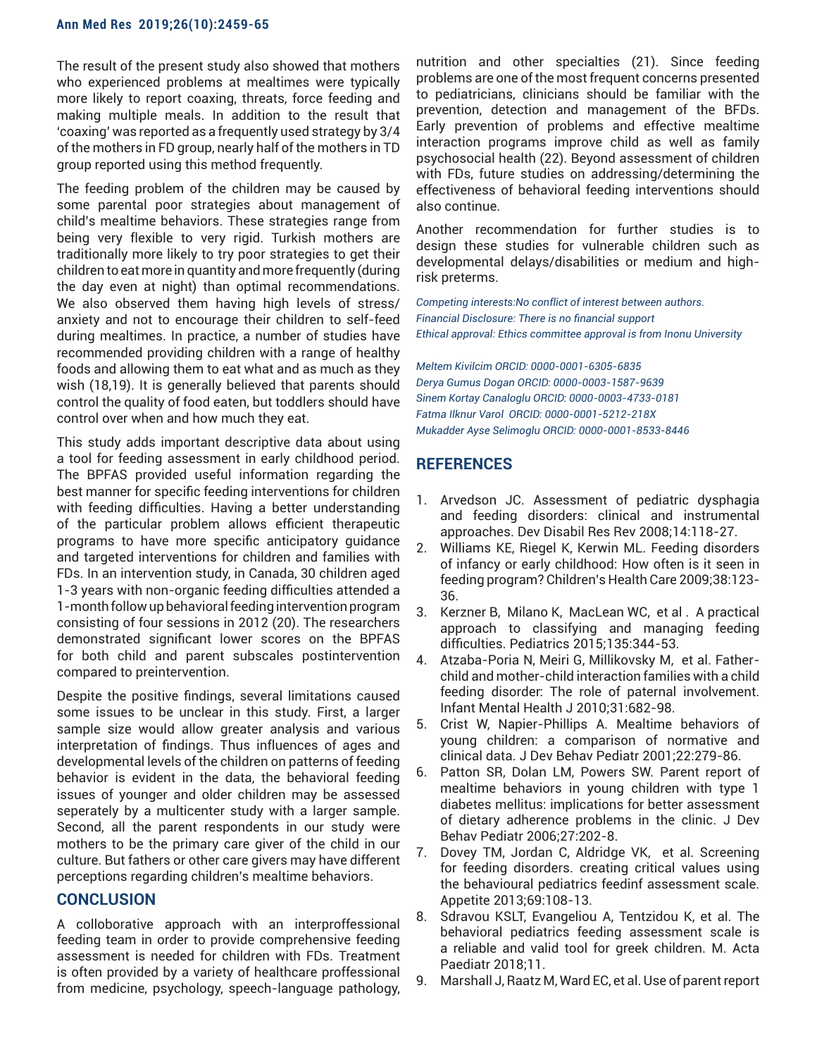The result of the present study also showed that mothers who experienced problems at mealtimes were typically more likely to report coaxing, threats, force feeding and making multiple meals. In addition to the result that 'coaxing' was reported as a frequently used strategy by 3/4 of the mothers in FD group, nearly half of the mothers in TD group reported using this method frequently.

The feeding problem of the children may be caused by some parental poor strategies about management of child's mealtime behaviors. These strategies range from being very flexible to very rigid. Turkish mothers are traditionally more likely to try poor strategies to get their children to eat more in quantity and more frequently (during the day even at night) than optimal recommendations. We also observed them having high levels of stress/ anxiety and not to encourage their children to self-feed during mealtimes. In practice, a number of studies have recommended providing children with a range of healthy foods and allowing them to eat what and as much as they wish (18,19). It is generally believed that parents should control the quality of food eaten, but toddlers should have control over when and how much they eat.

This study adds important descriptive data about using a tool for feeding assessment in early childhood period. The BPFAS provided useful information regarding the best manner for specific feeding interventions for children with feeding difficulties. Having a better understanding of the particular problem allows efficient therapeutic programs to have more specific anticipatory guidance and targeted interventions for children and families with FDs. In an intervention study, in Canada, 30 children aged 1-3 years with non-organic feeding difficulties attended a 1-month follow up behavioral feeding intervention program consisting of four sessions in 2012 (20). The researchers demonstrated significant lower scores on the BPFAS for both child and parent subscales postintervention compared to preintervention.

Despite the positive findings, several limitations caused some issues to be unclear in this study. First, a larger sample size would allow greater analysis and various interpretation of findings. Thus influences of ages and developmental levels of the children on patterns of feeding behavior is evident in the data, the behavioral feeding issues of younger and older children may be assessed seperately by a multicenter study with a larger sample. Second, all the parent respondents in our study were mothers to be the primary care giver of the child in our culture. But fathers or other care givers may have different perceptions regarding children's mealtime behaviors.

## CONCLUSION

A colloborative approach with an interproffessional feeding team in order to provide comprehensive feeding assessment is needed for children with FDs. Treatment is often provided by a variety of healthcare proffessional from medicine, psychology, speech-language pathology, nutrition and other specialties (21). Since feeding problems are one of the most frequent concerns presented to pediatricians, clinicians should be familiar with the prevention, detection and management of the BFDs. Early prevention of problems and effective mealtime interaction programs improve child as well as family psychosocial health (22). Beyond assessment of children with FDs, future studies on addressing/determining the effectiveness of behavioral feeding interventions should also continue.

Another recommendation for further studies is to design these studies for vulnerable children such as developmental delays/disabilities or medium and high-risk preterms.

*Competing interests:No conflict of interest between authors.*
*Financial Disclosure: There is no financial support*
*Ethical approval: Ethics committee approval is from Inonu University*

*Meltem Kivilcim ORCID: 0000-0001-6305-6835*
*Derya Gumus Dogan ORCID: 0000-0003-1587-9639*
*Sinem Kortay Canaloglu ORCID: 0000-0003-4733-0181*
*Fatma Ilknur Varol ORCID: 0000-0001-5212-218X*
*Mukadder Ayse Selimoglu ORCID: 0000-0001-8533-8446*

## REFERENCES

1. Arvedson JC. Assessment of pediatric dysphagia and feeding disorders: clinical and instrumental approaches. Dev Disabil Res Rev 2008;14:118-27.
2. Williams KE, Riegel K, Kerwin ML. Feeding disorders of infancy or early childhood: How often is it seen in feeding program? Children's Health Care 2009;38:123-36.
3. Kerzner B, Milano K, MacLean WC, et al . A practical approach to classifying and managing feeding difficulties. Pediatrics 2015;135:344-53.
4. Atzaba-Poria N, Meiri G, Millikovsky M, et al. Father-child and mother-child interaction families with a child feeding disorder: The role of paternal involvement. Infant Mental Health J 2010;31:682-98.
5. Crist W, Napier-Phillips A. Mealtime behaviors of young children: a comparison of normative and clinical data. J Dev Behav Pediatr 2001;22:279-86.
6. Patton SR, Dolan LM, Powers SW. Parent report of mealtime behaviors in young children with type 1 diabetes mellitus: implications for better assessment of dietary adherence problems in the clinic. J Dev Behav Pediatr 2006;27:202-8.
7. Dovey TM, Jordan C, Aldridge VK, et al. Screening for feeding disorders. creating critical values using the behavioural pediatrics feedinf assessment scale. Appetite 2013;69:108-13.
8. Sdravou KSLT, Evangeliou A, Tentzidou K, et al. The behavioral pediatrics feeding assessment scale is a reliable and valid tool for greek children. M. Acta Paediatr 2018;11.
9. Marshall J, Raatz M, Ward EC, et al. Use of parent report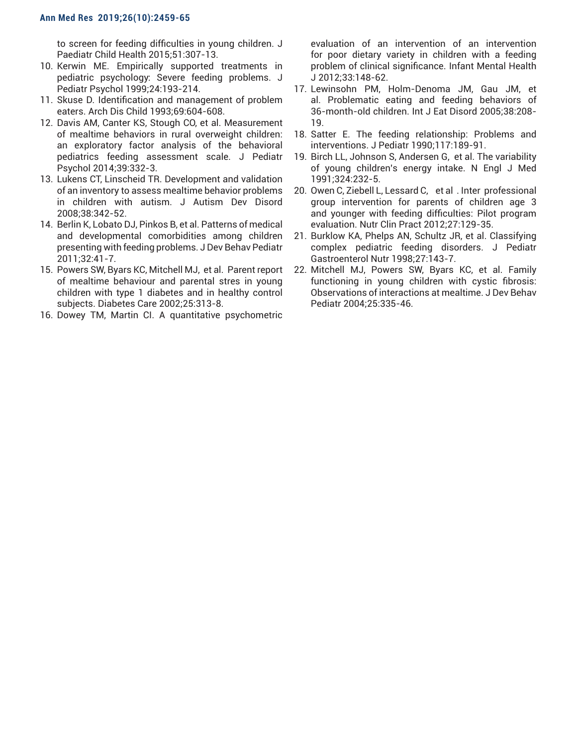to screen for feeding difficulties in young children. J Paediatr Child Health 2015;51:307-13.

10. Kerwin ME. Empirically supported treatments in pediatric psychology: Severe feeding problems. J Pediatr Psychol 1999;24:193-214.
11. Skuse D. Identification and management of problem eaters. Arch Dis Child 1993;69:604-608.
12. Davis AM, Canter KS, Stough CO, et al. Measurement of mealtime behaviors in rural overweight children: an exploratory factor analysis of the behavioral pediatrics feeding assessment scale. J Pediatr Psychol 2014;39:332-3.
13. Lukens CT, Linscheid TR. Development and validation of an inventory to assess mealtime behavior problems in children with autism. J Autism Dev Disord 2008;38:342-52.
14. Berlin K, Lobato DJ, Pinkos B, et al. Patterns of medical and developmental comorbidities among children presenting with feeding problems. J Dev Behav Pediatr 2011;32:41-7.
15. Powers SW, Byars KC, Mitchell MJ, et al. Parent report of mealtime behaviour and parental stres in young children with type 1 diabetes and in healthy control subjects. Diabetes Care 2002;25:313-8.
16. Dowey TM, Martin CI. A quantitative psychometric evaluation of an intervention of an intervention for poor dietary variety in children with a feeding problem of clinical significance. Infant Mental Health J 2012;33:148-62.
17. Lewinsohn PM, Holm-Denoma JM, Gau JM, et al. Problematic eating and feeding behaviors of 36-month-old children. Int J Eat Disord 2005;38:208-19.
18. Satter E. The feeding relationship: Problems and interventions. J Pediatr 1990;117:189-91.
19. Birch LL, Johnson S, Andersen G, et al. The variability of young children's energy intake. N Engl J Med 1991;324:232-5.
20. Owen C, Ziebell L, Lessard C, et al . Inter professional group intervention for parents of children age 3 and younger with feeding difficulties: Pilot program evaluation. Nutr Clin Pract 2012;27:129-35.
21. Burklow KA, Phelps AN, Schultz JR, et al. Classifying complex pediatric feeding disorders. J Pediatr Gastroenterol Nutr 1998;27:143-7.
22. Mitchell MJ, Powers SW, Byars KC, et al. Family functioning in young children with cystic fibrosis: Observations of interactions at mealtime. J Dev Behav Pediatr 2004;25:335-46.